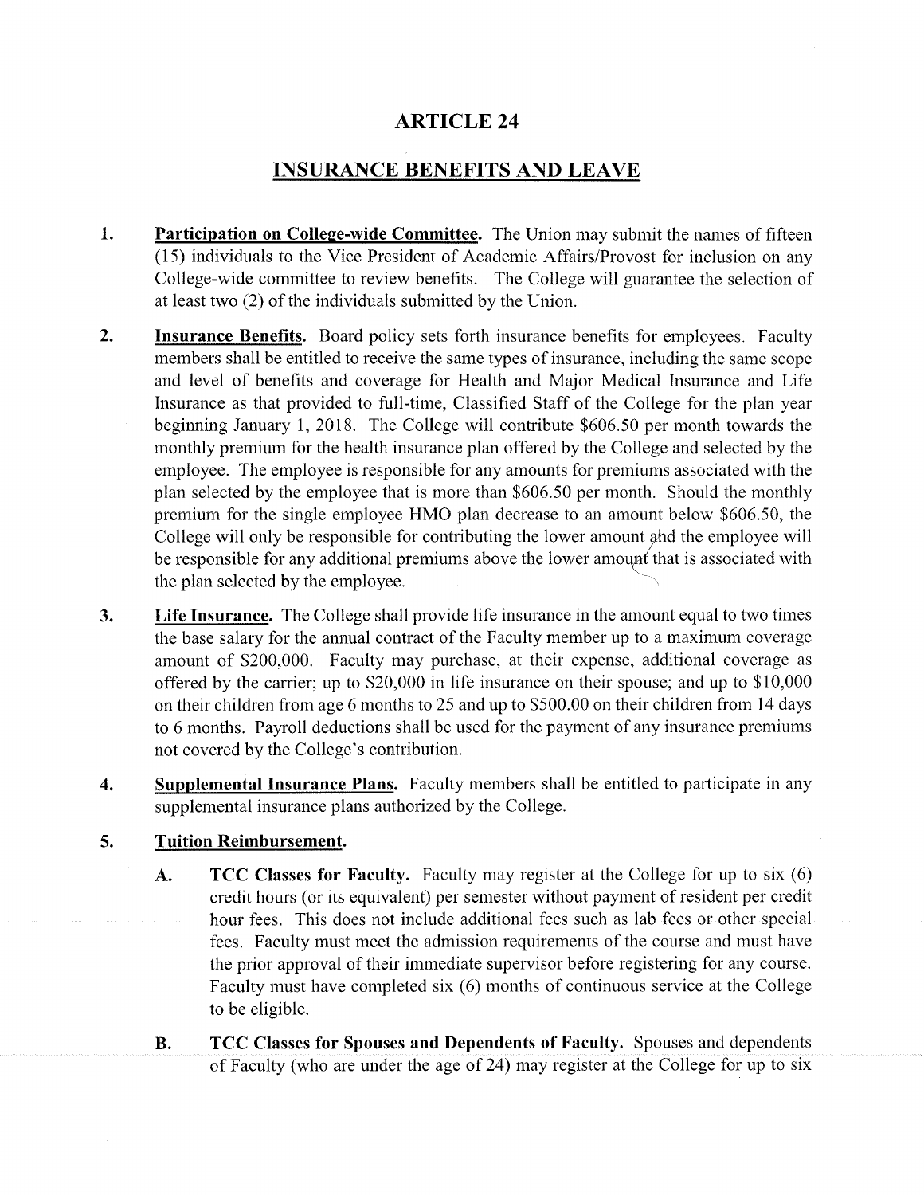# ARTICLE 24

## INSURANCE BENEFITS AND LEAVE

1. **Participation on College-wide Committee.** The Union may submit the names of fifteen (15) individuals to the Vice President of Academic Affairs/Provost for inclusion on any College-wide committee to review benefits. The College will guarantee the selection of at least two (2) of the individuals submitted by the Union.

2. **Insurance Benefits.** Board policy sets forth insurance benefits for employees. Faculty members shall be entitled to receive the same types of insurance, including the same scope and level of benefits and coverage for Health and Major Medical Insurance and Life Insurance as that provided to full-time, Classified Staff of the College for the plan year beginning January 1, 2018. The College will contribute $606.50 per month towards the monthly premium for the health insurance plan offered by the College and selected by the employee. The employee is responsible for any amounts for premiums associated with the plan selected by the employee that is more than $606.50 per month. Should the monthly premium for the single employee HMO plan decrease to an amount below $606.50, the College will only be responsible for contributing the lower amount and the employee will be responsible for any additional premiums above the lower amount that is associated with the plan selected by the employee.

3. **Life Insurance.** The College shall provide life insurance in the amount equal to two times the base salary for the annual contract of the Faculty member up to a maximum coverage amount of $200,000. Faculty may purchase, at their expense, additional coverage as offered by the carrier; up to $20,000 in life insurance on their spouse; and up to $10,000 on their children from age 6 months to 25 and up to $500.00 on their children from 14 days to 6 months. Payroll deductions shall be used for the payment of any insurance premiums not covered by the College's contribution.

4. **Supplemental Insurance Plans.** Faculty members shall be entitled to participate in any supplemental insurance plans authorized by the College.

5. **Tuition Reimbursement.**

   A. **TCC Classes for Faculty.** Faculty may register at the College for up to six (6) credit hours (or its equivalent) per semester without payment of resident per credit hour fees. This does not include additional fees such as lab fees or other special fees. Faculty must meet the admission requirements of the course and must have the prior approval of their immediate supervisor before registering for any course. Faculty must have completed six (6) months of continuous service at the College to be eligible.

   B. **TCC Classes for Spouses and Dependents of Faculty.** Spouses and dependents of Faculty (who are under the age of 24) may register at the College for up to six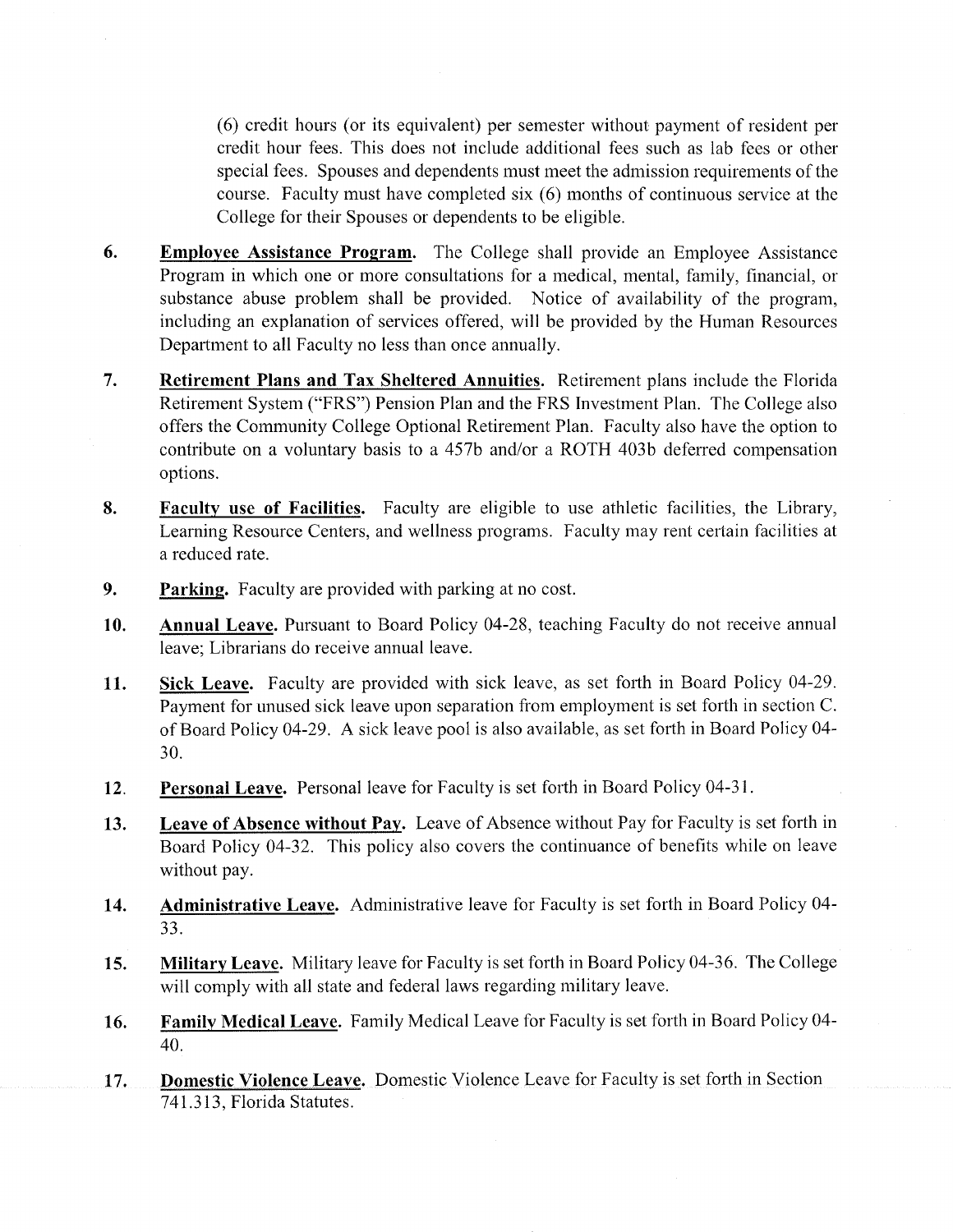(6) credit hours (or its equivalent) per semester without payment of resident per credit hour fees. This does not include additional fees such as lab fees or other special fees. Spouses and dependents must meet the admission requirements of the course. Faculty must have completed six (6) months of continuous service at the College for their Spouses or dependents to be eligible.

6. **Employee Assistance Program.** The College shall provide an Employee Assistance Program in which one or more consultations for a medical, mental, family, financial, or substance abuse problem shall be provided. Notice of availability of the program, including an explanation of services offered, will be provided by the Human Resources Department to all Faculty no less than once annually.

7. **Retirement Plans and Tax Sheltered Annuities.** Retirement plans include the Florida Retirement System ("FRS") Pension Plan and the FRS Investment Plan. The College also offers the Community College Optional Retirement Plan. Faculty also have the option to contribute on a voluntary basis to a 457b and/or a ROTH 403b deferred compensation options.

8. **Faculty use of Facilities.** Faculty are eligible to use athletic facilities, the Library, Learning Resource Centers, and wellness programs. Faculty may rent certain facilities at a reduced rate.

9. **Parking.** Faculty are provided with parking at no cost.

10. **Annual Leave.** Pursuant to Board Policy 04-28, teaching Faculty do not receive annual leave; Librarians do receive annual leave.

11. **Sick Leave.** Faculty are provided with sick leave, as set forth in Board Policy 04-29. Payment for unused sick leave upon separation from employment is set forth in section C. of Board Policy 04-29. A sick leave pool is also available, as set forth in Board Policy 04-30.

12. **Personal Leave.** Personal leave for Faculty is set forth in Board Policy 04-31.

13. **Leave of Absence without Pay.** Leave of Absence without Pay for Faculty is set forth in Board Policy 04-32. This policy also covers the continuance of benefits while on leave without pay.

14. **Administrative Leave.** Administrative leave for Faculty is set forth in Board Policy 04-33.

15. **Military Leave.** Military leave for Faculty is set forth in Board Policy 04-36. The College will comply with all state and federal laws regarding military leave.

16. **Family Medical Leave.** Family Medical Leave for Faculty is set forth in Board Policy 04-40.

17. **Domestic Violence Leave.** Domestic Violence Leave for Faculty is set forth in Section 741.313, Florida Statutes.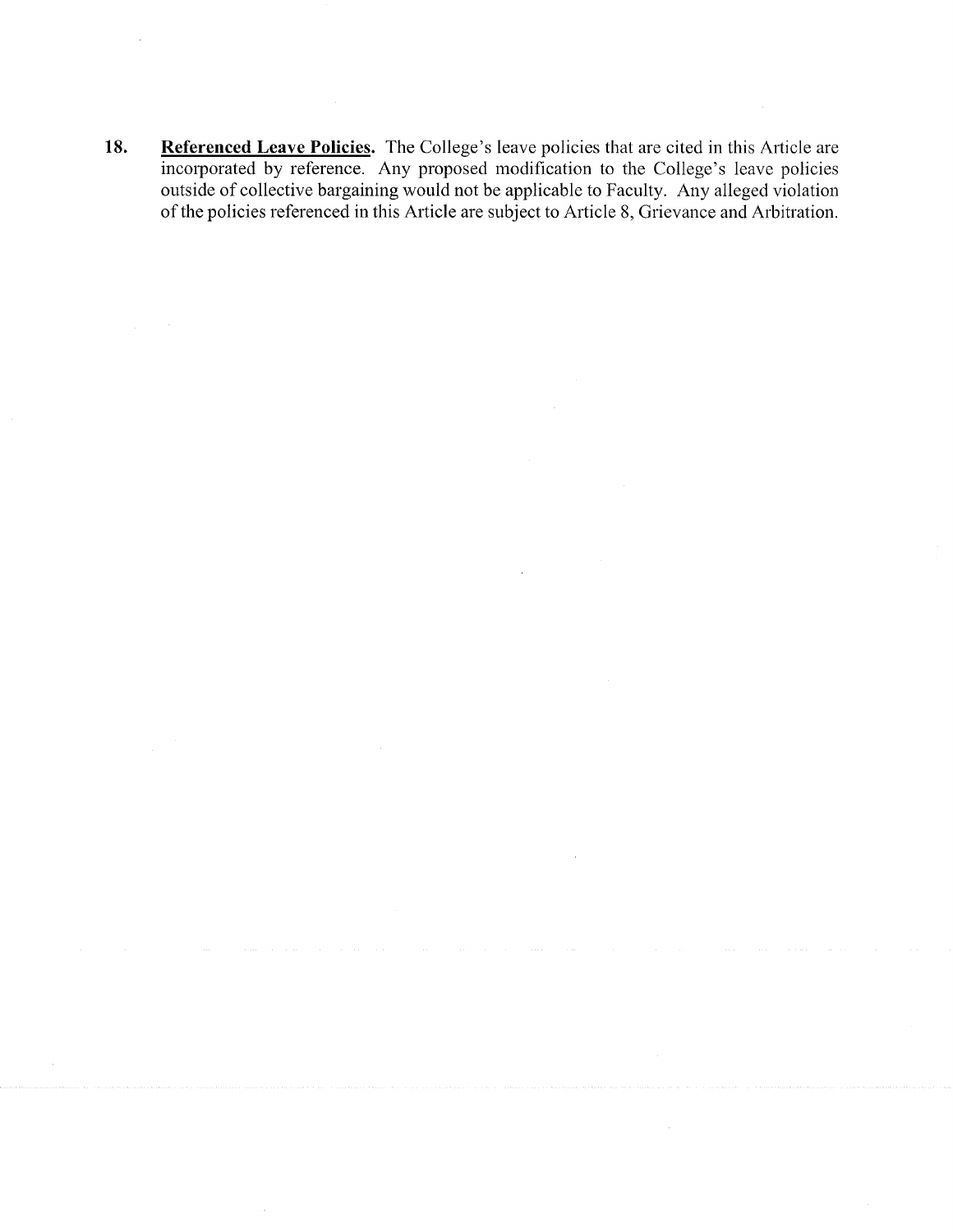18. **Referenced Leave Policies.** The College's leave policies that are cited in this Article are incorporated by reference. Any proposed modification to the College's leave policies outside of collective bargaining would not be applicable to Faculty. Any alleged violation of the policies referenced in this Article are subject to Article 8, Grievance and Arbitration.